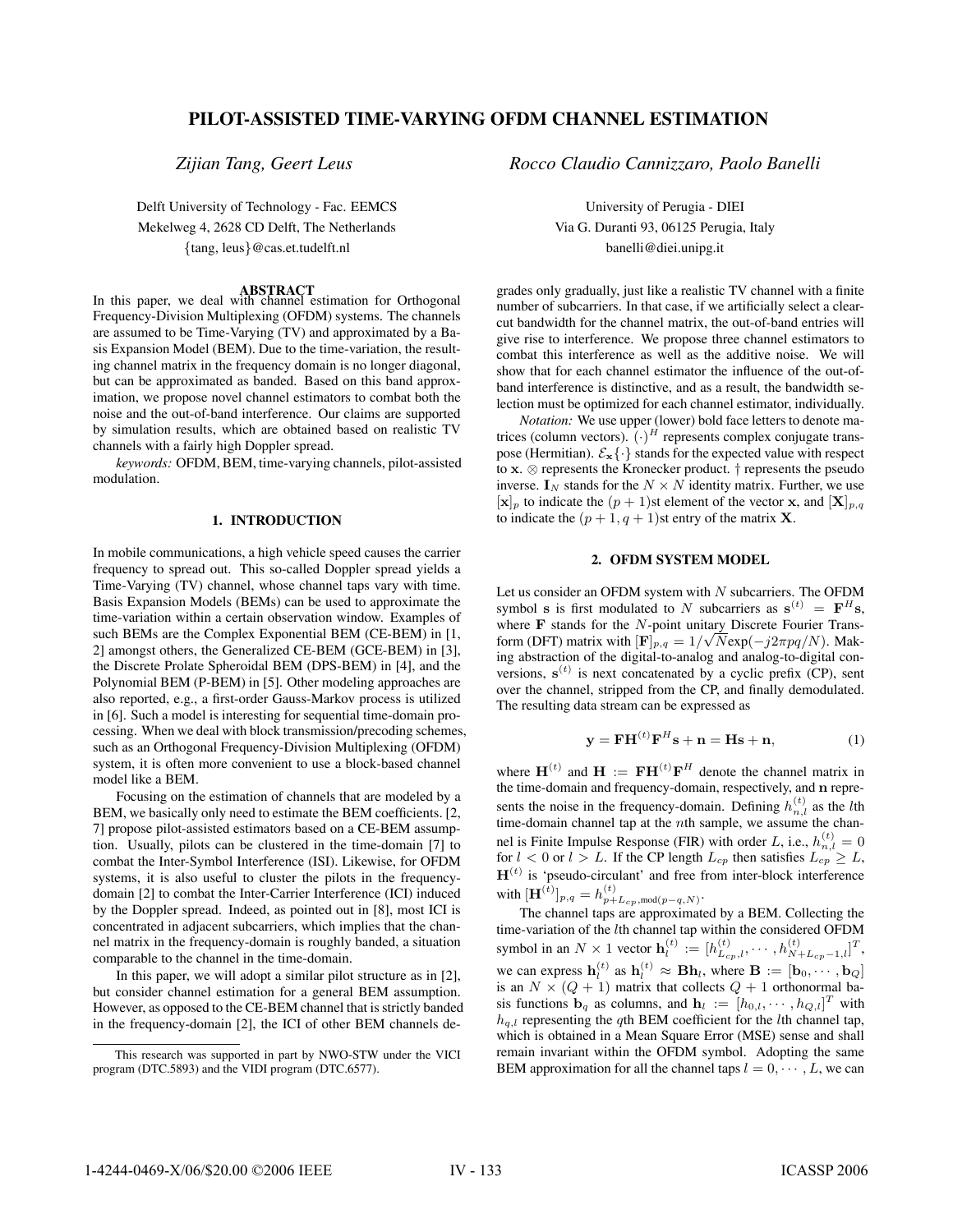# PILOT-ASSISTED TIME-VARYING OFDM CHANNEL ESTIMATION

*Zijian Tang, Geert Leus*

Delft University of Technology - Fac. EEMCS
Mekelweg 4, 2628 CD Delft, The Netherlands
{tang, leus}@cas.et.tudelft.nl

*Rocco Claudio Cannizzaro, Paolo Banelli*

University of Perugia - DIEI
Via G. Duranti 93, 06125 Perugia, Italy
banelli@diei.unipg.it

## ABSTRACT

In this paper, we deal with channel estimation for Orthogonal Frequency-Division Multiplexing (OFDM) systems. The channels are assumed to be Time-Varying (TV) and approximated by a Basis Expansion Model (BEM). Due to the time-variation, the resulting channel matrix in the frequency domain is no longer diagonal, but can be approximated as banded. Based on this band approximation, we propose novel channel estimators to combat both the noise and the out-of-band interference. Our claims are supported by simulation results, which are obtained based on realistic TV channels with a fairly high Doppler spread.

*keywords:* OFDM, BEM, time-varying channels, pilot-assisted modulation.

## 1. INTRODUCTION

In mobile communications, a high vehicle speed causes the carrier frequency to spread out. This so-called Doppler spread yields a Time-Varying (TV) channel, whose channel taps vary with time. Basis Expansion Models (BEMs) can be used to approximate the time-variation within a certain observation window. Examples of such BEMs are the Complex Exponential BEM (CE-BEM) in [1, 2] amongst others, the Generalized CE-BEM (GCE-BEM) in [3], the Discrete Prolate Spheroidal BEM (DPS-BEM) in [4], and the Polynomial BEM (P-BEM) in [5]. Other modeling approaches are also reported, e.g., a first-order Gauss-Markov process is utilized in [6]. Such a model is interesting for sequential time-domain processing. When we deal with block transmission/precoding schemes, such as an Orthogonal Frequency-Division Multiplexing (OFDM) system, it is often more convenient to use a block-based channel model like a BEM.

Focusing on the estimation of channels that are modeled by a BEM, we basically only need to estimate the BEM coefficients. [2, 7] propose pilot-assisted estimators based on a CE-BEM assumption. Usually, pilots can be clustered in the time-domain [7] to combat the Inter-Symbol Interference (ISI). Likewise, for OFDM systems, it is also useful to cluster the pilots in the frequency-domain [2] to combat the Inter-Carrier Interference (ICI) induced by the Doppler spread. Indeed, as pointed out in [8], most ICI is concentrated in adjacent subcarriers, which implies that the channel matrix in the frequency-domain is roughly banded, a situation comparable to the channel in the time-domain.

In this paper, we will adopt a similar pilot structure as in [2], but consider channel estimation for a general BEM assumption. However, as opposed to the CE-BEM channel that is strictly banded in the frequency-domain [2], the ICI of other BEM channels degrades only gradually, just like a realistic TV channel with a finite number of subcarriers. In that case, if we artificially select a clear-cut bandwidth for the channel matrix, the out-of-band entries will give rise to interference. We propose three channel estimators to combat this interference as well as the additive noise. We will show that for each channel estimator the influence of the out-of-band interference is distinctive, and as a result, the bandwidth selection must be optimized for each channel estimator, individually.

*Notation:* We use upper (lower) bold face letters to denote matrices (column vectors). $(\cdot)^H$ represents complex conjugate transpose (Hermitian). $\mathcal{E}_{\mathbf{x}}\{\cdot\}$ stands for the expected value with respect to $\mathbf{x}$. $\otimes$ represents the Kronecker product. $\dagger$ represents the pseudo inverse. $\mathbf{I}_N$ stands for the $N \times N$ identity matrix. Further, we use $[\mathbf{x}]_p$ to indicate the $(p+1)$st element of the vector $\mathbf{x}$, and $[\mathbf{X}]_{p,q}$ to indicate the $(p+1, q+1)$st entry of the matrix $\mathbf{X}$.

## 2. OFDM SYSTEM MODEL

Let us consider an OFDM system with $N$ subcarriers. The OFDM symbol $\mathbf{s}$ is first modulated to $N$ subcarriers as $\mathbf{s}^{(t)} = \mathbf{F}^H\mathbf{s}$, where $\mathbf{F}$ stands for the $N$-point unitary Discrete Fourier Transform (DFT) matrix with $[\mathbf{F}]_{p,q} = 1/\sqrt{N}\exp(-j2\pi pq/N)$. Making abstraction of the digital-to-analog and analog-to-digital conversions, $\mathbf{s}^{(t)}$ is next concatenated by a cyclic prefix (CP), sent over the channel, stripped from the CP, and finally demodulated. The resulting data stream can be expressed as

$$\mathbf{y} = \mathbf{F}\mathbf{H}^{(t)}\mathbf{F}^H\mathbf{s} + \mathbf{n} = \mathbf{H}\mathbf{s} + \mathbf{n}, \tag{1}$$

where $\mathbf{H}^{(t)}$ and $\mathbf{H} := \mathbf{F}\mathbf{H}^{(t)}\mathbf{F}^H$ denote the channel matrix in the time-domain and frequency-domain, respectively, and $\mathbf{n}$ represents the noise in the frequency-domain. Defining $h_{n,l}^{(t)}$ as the $l$th time-domain channel tap at the $n$th sample, we assume the channel is Finite Impulse Response (FIR) with order $L$, i.e., $h_{n,l}^{(t)} = 0$ for $l < 0$ or $l > L$. If the CP length $L_{cp}$ then satisfies $L_{cp} \geq L$, $\mathbf{H}^{(t)}$ is 'pseudo-circulant' and free from inter-block interference with $[\mathbf{H}^{(t)}]_{p,q} = h_{p+L_{cp},\text{mod}(p-q,N)}^{(t)}$.

The channel taps are approximated by a BEM. Collecting the time-variation of the $l$th channel tap within the considered OFDM symbol in an $N \times 1$ vector $\mathbf{h}_l^{(t)} := [h_{L_{cp},l}^{(t)}, \cdots, h_{N+L_{cp}-1,l}^{(t)}]^T$, we can express $\mathbf{h}_l^{(t)}$ as $\mathbf{h}_l^{(t)} \approx \mathbf{B}\mathbf{h}_l$, where $\mathbf{B} := [\mathbf{b}_0, \cdots, \mathbf{b}_Q]$ is an $N \times (Q+1)$ matrix that collects $Q+1$ orthonormal basis functions $\mathbf{b}_q$ as columns, and $\mathbf{h}_l := [h_{0,l}, \cdots, h_{Q,l}]^T$ with $h_{q,l}$ representing the $q$th BEM coefficient for the $l$th channel tap, which is obtained in a Mean Square Error (MSE) sense and shall remain invariant within the OFDM symbol. Adopting the same BEM approximation for all the channel taps $l = 0, \cdots, L$, we can

This research was supported in part by NWO-STW under the VICI program (DTC.5893) and the VIDI program (DTC.6577).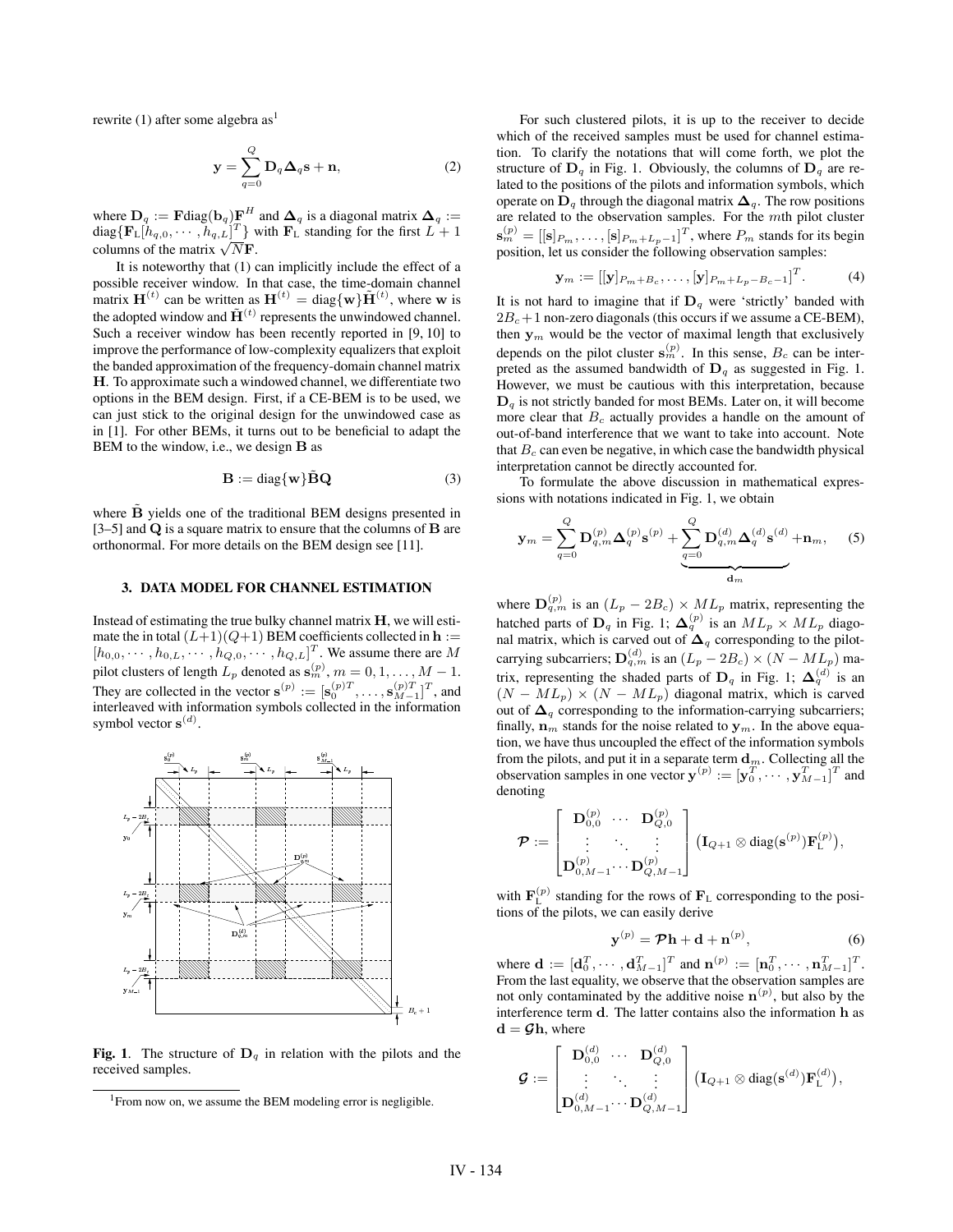rewrite (1) after some algebra as[1]

$$\mathbf{y} = \sum_{q=0}^{Q} \mathbf{D}_q \boldsymbol{\Delta}_q \mathbf{s} + \mathbf{n}, \tag{2}$$

where $\mathbf{D}_q := \mathbf{F}\text{diag}(\mathbf{b}_q)\mathbf{F}^H$ and $\boldsymbol{\Delta}_q$ is a diagonal matrix $\boldsymbol{\Delta}_q := \text{diag}\{\mathbf{F}_\text{L}[h_{q,0}, \cdots, h_{q,L}]^T\}$ with $\mathbf{F}_\text{L}$ standing for the first $L+1$ columns of the matrix $\sqrt{N}\mathbf{F}$.

It is noteworthy that (1) can implicitly include the effect of a possible receiver window. In that case, the time-domain channel matrix $\mathbf{H}^{(t)}$ can be written as $\mathbf{H}^{(t)} = \text{diag}\{\mathbf{w}\}\tilde{\mathbf{H}}^{(t)}$, where $\mathbf{w}$ is the adopted window and $\tilde{\mathbf{H}}^{(t)}$ represents the unwindowed channel. Such a receiver window has been recently reported in [9, 10] to improve the performance of low-complexity equalizers that exploit the banded approximation of the frequency-domain channel matrix $\mathbf{H}$. To approximate such a windowed channel, we differentiate two options in the BEM design. First, if a CE-BEM is to be used, we can just stick to the original design for the unwindowed case as in [1]. For other BEMs, it turns out to be beneficial to adapt the BEM to the window, i.e., we design $\mathbf{B}$ as

$$\mathbf{B} := \text{diag}\{\mathbf{w}\}\tilde{\mathbf{B}}\mathbf{Q} \tag{3}$$

where $\tilde{\mathbf{B}}$ yields one of the traditional BEM designs presented in [3–5] and $\mathbf{Q}$ is a square matrix to ensure that the columns of $\mathbf{B}$ are orthonormal. For more details on the BEM design see [11].

## 3. DATA MODEL FOR CHANNEL ESTIMATION

Instead of estimating the true bulky channel matrix $\mathbf{H}$, we will estimate the in total $(L+1)(Q+1)$ BEM coefficients collected in $\mathbf{h} := [h_{0,0}, \cdots, h_{0,L}, \cdots, h_{Q,0}, \cdots, h_{Q,L}]^T$. We assume there are $M$ pilot clusters of length $L_p$ denoted as $\mathbf{s}_m^{(p)}, m = 0, 1, \ldots, M-1$. They are collected in the vector $\mathbf{s}^{(p)} := [\mathbf{s}_0^{(p)T}, \ldots, \mathbf{s}_{M-1}^{(p)T}]^T$, and interleaved with information symbols collected in the information symbol vector $\mathbf{s}^{(d)}$.

**Fig. 1**. The structure of $\mathbf{D}_q$ in relation with the pilots and the received samples.

For such clustered pilots, it is up to the receiver to decide which of the received samples must be used for channel estimation. To clarify the notations that will come forth, we plot the structure of $\mathbf{D}_q$ in Fig. 1. Obviously, the columns of $\mathbf{D}_q$ are related to the positions of the pilots and information symbols, which operate on $\mathbf{D}_q$ through the diagonal matrix $\boldsymbol{\Delta}_q$. The row positions are related to the observation samples. For the $m$th pilot cluster $\mathbf{s}_m^{(p)} = [[\mathbf{s}]_{P_m}, \ldots, [\mathbf{s}]_{P_m+L_p-1}]^T$, where $P_m$ stands for its begin position, let us consider the following observation samples:

$$\mathbf{y}_m := [[\mathbf{y}]_{P_m+B_c}, \ldots, [\mathbf{y}]_{P_m+L_p-B_c-1}]^T. \tag{4}$$

It is not hard to imagine that if $\mathbf{D}_q$ were 'strictly' banded with $2B_c+1$ non-zero diagonals (this occurs if we assume a CE-BEM), then $\mathbf{y}_m$ would be the vector of maximal length that exclusively depends on the pilot cluster $\mathbf{s}_m^{(p)}$. In this sense, $B_c$ can be interpreted as the assumed bandwidth of $\mathbf{D}_q$ as suggested in Fig. 1. However, we must be cautious with this interpretation, because $\mathbf{D}_q$ is not strictly banded for most BEMs. Later on, it will become more clear that $B_c$ actually provides a handle on the amount of out-of-band interference that we want to take into account. Note that $B_c$ can even be negative, in which case the bandwidth physical interpretation cannot be directly accounted for.

To formulate the above discussion in mathematical expressions with notations indicated in Fig. 1, we obtain

$$\mathbf{y}_m = \sum_{q=0}^{Q} \mathbf{D}_{q,m}^{(p)} \boldsymbol{\Delta}_q^{(p)} \mathbf{s}^{(p)} + \underbrace{\sum_{q=0}^{Q} \mathbf{D}_{q,m}^{(d)} \boldsymbol{\Delta}_q^{(d)} \mathbf{s}^{(d)}}_{\mathbf{d}_m} + \mathbf{n}_m, \tag{5}$$

where $\mathbf{D}_{q,m}^{(p)}$ is an $(L_p - 2B_c) \times ML_p$ matrix, representing the hatched parts of $\mathbf{D}_q$ in Fig. 1; $\boldsymbol{\Delta}_q^{(p)}$ is an $ML_p \times ML_p$ diagonal matrix, which is carved out of $\boldsymbol{\Delta}_q$ corresponding to the pilot-carrying subcarriers; $\mathbf{D}_{q,m}^{(d)}$ is an $(L_p - 2B_c) \times (N - ML_p)$ matrix, representing the shaded parts of $\mathbf{D}_q$ in Fig. 1; $\boldsymbol{\Delta}_q^{(d)}$ is an $(N - ML_p) \times (N - ML_p)$ diagonal matrix, which is carved out of $\boldsymbol{\Delta}_q$ corresponding to the information-carrying subcarriers; finally, $\mathbf{n}_m$ stands for the noise related to $\mathbf{y}_m$. In the above equation, we have thus uncoupled the effect of the information symbols from the pilots, and put it in a separate term $\mathbf{d}_m$. Collecting all the observation samples in one vector $\mathbf{y}^{(p)} := [\mathbf{y}_0^T, \cdots, \mathbf{y}_{M-1}^T]^T$ and denoting

$$\boldsymbol{\mathcal{P}} := \begin{bmatrix} \mathbf{D}_{0,0}^{(p)} & \cdots & \mathbf{D}_{Q,0}^{(p)} \\ \vdots & \ddots & \vdots \\ \mathbf{D}_{0,M-1}^{(p)} & \cdots & \mathbf{D}_{Q,M-1}^{(p)} \end{bmatrix} \left(\mathbf{I}_{Q+1} \otimes \text{diag}(\mathbf{s}^{(p)})\mathbf{F}_\text{L}^{(p)}\right),$$

with $\mathbf{F}_\text{L}^{(p)}$ standing for the rows of $\mathbf{F}_\text{L}$ corresponding to the positions of the pilots, we can easily derive

$$\mathbf{y}^{(p)} = \boldsymbol{\mathcal{P}}\mathbf{h} + \mathbf{d} + \mathbf{n}^{(p)}, \tag{6}$$

where $\mathbf{d} := [\mathbf{d}_0^T, \cdots, \mathbf{d}_{M-1}^T]^T$ and $\mathbf{n}^{(p)} := [\mathbf{n}_0^T, \cdots, \mathbf{n}_{M-1}^T]^T$. From the last equality, we observe that the observation samples are not only contaminated by the additive noise $\mathbf{n}^{(p)}$, but also by the interference term $\mathbf{d}$. The latter contains also the information $\mathbf{h}$ as $\mathbf{d} = \boldsymbol{\mathcal{G}}\mathbf{h}$, where

$$\boldsymbol{\mathcal{G}} := \begin{bmatrix} \mathbf{D}_{0,0}^{(d)} & \cdots & \mathbf{D}_{Q,0}^{(d)} \\ \vdots & \ddots & \vdots \\ \mathbf{D}_{0,M-1}^{(d)} & \cdots & \mathbf{D}_{Q,M-1}^{(d)} \end{bmatrix} \left(\mathbf{I}_{Q+1} \otimes \text{diag}(\mathbf{s}^{(d)})\mathbf{F}_\text{L}^{(d)}\right),$$

[1] From now on, we assume the BEM modeling error is negligible.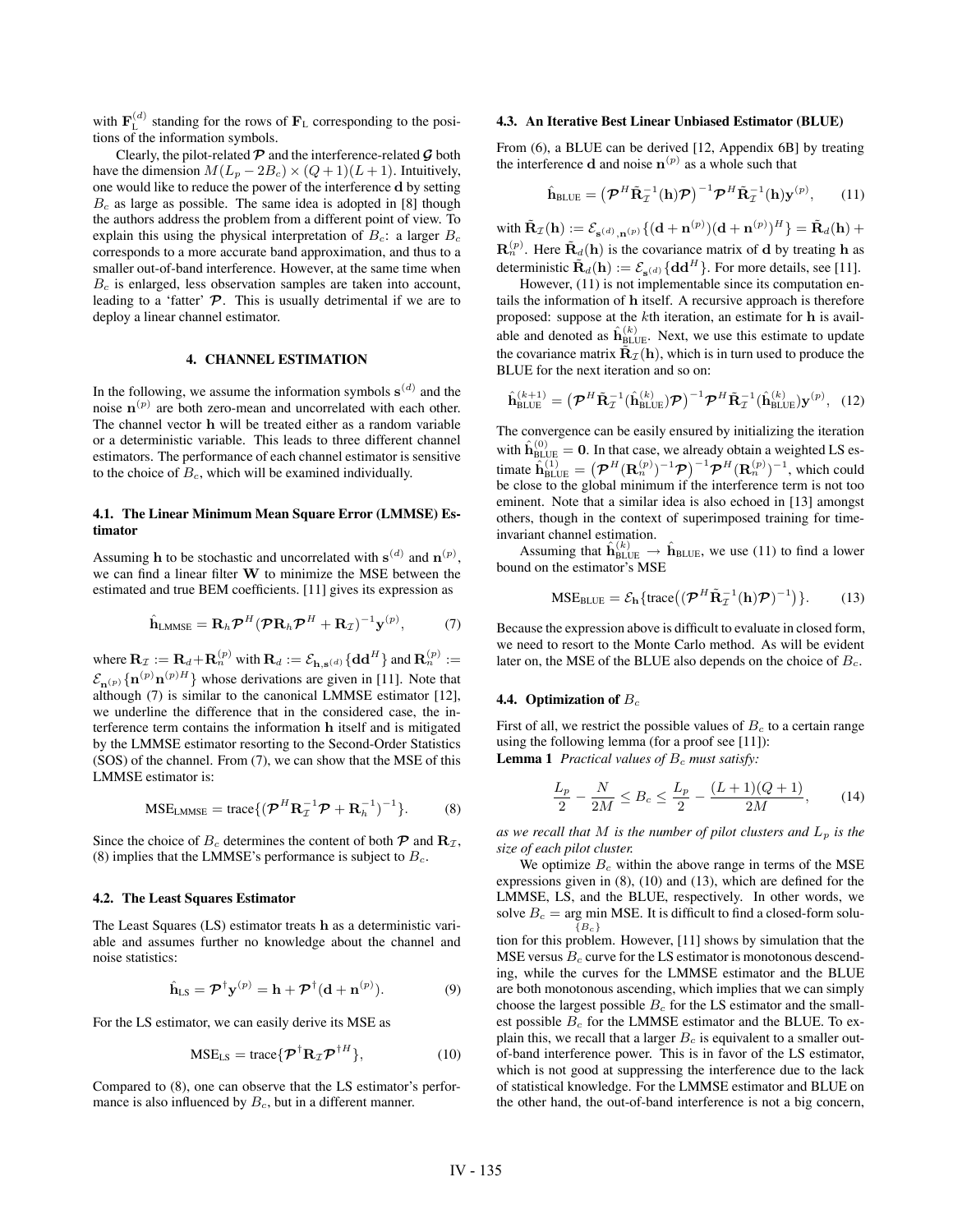with $\mathbf{F}_{\text{L}}^{(d)}$ standing for the rows of $\mathbf{F}_{\text{L}}$ corresponding to the positions of the information symbols.

Clearly, the pilot-related $\boldsymbol{\mathcal{P}}$ and the interference-related $\boldsymbol{\mathcal{G}}$ both have the dimension $M(L_p - 2B_c) \times (Q+1)(L+1)$. Intuitively, one would like to reduce the power of the interference $\mathbf{d}$ by setting $B_c$ as large as possible. The same idea is adopted in [8] though the authors address the problem from a different point of view. To explain this using the physical interpretation of $B_c$: a larger $B_c$ corresponds to a more accurate band approximation, and thus to a smaller out-of-band interference. However, at the same time when $B_c$ is enlarged, less observation samples are taken into account, leading to a 'fatter' $\boldsymbol{\mathcal{P}}$. This is usually detrimental if we are to deploy a linear channel estimator.

## 4. CHANNEL ESTIMATION

In the following, we assume the information symbols $\mathbf{s}^{(d)}$ and the noise $\mathbf{n}^{(p)}$ are both zero-mean and uncorrelated with each other. The channel vector $\mathbf{h}$ will be treated either as a random variable or a deterministic variable. This leads to three different channel estimators. The performance of each channel estimator is sensitive to the choice of $B_c$, which will be examined individually.

### 4.1. The Linear Minimum Mean Square Error (LMMSE) Estimator

Assuming $\mathbf{h}$ to be stochastic and uncorrelated with $\mathbf{s}^{(d)}$ and $\mathbf{n}^{(p)}$, we can find a linear filter $\mathbf{W}$ to minimize the MSE between the estimated and true BEM coefficients. [11] gives its expression as

$$\hat{\mathbf{h}}_{\text{LMMSE}} = \mathbf{R}_h \boldsymbol{\mathcal{P}}^H (\boldsymbol{\mathcal{P}} \mathbf{R}_h \boldsymbol{\mathcal{P}}^H + \mathbf{R}_{\mathcal{I}})^{-1} \mathbf{y}^{(p)}, \qquad (7)$$

where $\mathbf{R}_{\mathcal{I}} := \mathbf{R}_d + \mathbf{R}_n^{(p)}$ with $\mathbf{R}_d := \mathcal{E}_{\mathbf{h},\mathbf{s}^{(d)}}\{\mathbf{d}\mathbf{d}^H\}$ and $\mathbf{R}_n^{(p)} := \mathcal{E}_{\mathbf{n}^{(p)}}\{\mathbf{n}^{(p)}\mathbf{n}^{(p)H}\}$ whose derivations are given in [11]. Note that although (7) is similar to the canonical LMMSE estimator [12], we underline the difference that in the considered case, the interference term contains the information $\mathbf{h}$ itself and is mitigated by the LMMSE estimator resorting to the Second-Order Statistics (SOS) of the channel. From (7), we can show that the MSE of this LMMSE estimator is:

$$\text{MSE}_{\text{LMMSE}} = \text{trace}\{(\boldsymbol{\mathcal{P}}^H \mathbf{R}_{\mathcal{I}}^{-1} \boldsymbol{\mathcal{P}} + \mathbf{R}_h^{-1})^{-1}\}. \qquad (8)$$

Since the choice of $B_c$ determines the content of both $\boldsymbol{\mathcal{P}}$ and $\mathbf{R}_{\mathcal{I}}$, (8) implies that the LMMSE's performance is subject to $B_c$.

### 4.2. The Least Squares Estimator

The Least Squares (LS) estimator treats $\mathbf{h}$ as a deterministic variable and assumes further no knowledge about the channel and noise statistics:

$$\hat{\mathbf{h}}_{\text{LS}} = \boldsymbol{\mathcal{P}}^\dagger \mathbf{y}^{(p)} = \mathbf{h} + \boldsymbol{\mathcal{P}}^\dagger (\mathbf{d} + \mathbf{n}^{(p)}). \qquad (9)$$

For the LS estimator, we can easily derive its MSE as

$$\text{MSE}_{\text{LS}} = \text{trace}\{\boldsymbol{\mathcal{P}}^\dagger \mathbf{R}_{\mathcal{I}} \boldsymbol{\mathcal{P}}^{\dagger H}\}, \qquad (10)$$

Compared to (8), one can observe that the LS estimator's performance is also influenced by $B_c$, but in a different manner.

### 4.3. An Iterative Best Linear Unbiased Estimator (BLUE)

From (6), a BLUE can be derived [12, Appendix 6B] by treating the interference $\mathbf{d}$ and noise $\mathbf{n}^{(p)}$ as a whole such that

$$\hat{\mathbf{h}}_{\text{BLUE}} = \left(\boldsymbol{\mathcal{P}}^H \tilde{\mathbf{R}}_{\mathcal{I}}^{-1}(\mathbf{h}) \boldsymbol{\mathcal{P}}\right)^{-1} \boldsymbol{\mathcal{P}}^H \tilde{\mathbf{R}}_{\mathcal{I}}^{-1}(\mathbf{h}) \mathbf{y}^{(p)}, \qquad (11)$$

with $\tilde{\mathbf{R}}_{\mathcal{I}}(\mathbf{h}) := \mathcal{E}_{\mathbf{s}^{(d)},\mathbf{n}^{(p)}}\{(\mathbf{d}+\mathbf{n}^{(p)})(\mathbf{d}+\mathbf{n}^{(p)})^H\} = \tilde{\mathbf{R}}_d(\mathbf{h}) + \mathbf{R}_n^{(p)}$. Here $\tilde{\mathbf{R}}_d(\mathbf{h})$ is the covariance matrix of $\mathbf{d}$ by treating $\mathbf{h}$ as deterministic $\tilde{\mathbf{R}}_d(\mathbf{h}) := \mathcal{E}_{\mathbf{s}^{(d)}}\{\mathbf{d}\mathbf{d}^H\}$. For more details, see [11].

However, (11) is not implementable since its computation entails the information of $\mathbf{h}$ itself. A recursive approach is therefore proposed: suppose at the $k$th iteration, an estimate for $\mathbf{h}$ is available and denoted as $\hat{\mathbf{h}}_{\text{BLUE}}^{(k)}$. Next, we use this estimate to update the covariance matrix $\tilde{\mathbf{R}}_{\mathcal{I}}(\mathbf{h})$, which is in turn used to produce the BLUE for the next iteration and so on:

$$\hat{\mathbf{h}}_{\text{BLUE}}^{(k+1)} = \left(\boldsymbol{\mathcal{P}}^H \tilde{\mathbf{R}}_{\mathcal{I}}^{-1}(\hat{\mathbf{h}}_{\text{BLUE}}^{(k)}) \boldsymbol{\mathcal{P}}\right)^{-1} \boldsymbol{\mathcal{P}}^H \tilde{\mathbf{R}}_{\mathcal{I}}^{-1}(\hat{\mathbf{h}}_{\text{BLUE}}^{(k)}) \mathbf{y}^{(p)}, \quad (12)$$

The convergence can be easily ensured by initializing the iteration with $\hat{\mathbf{h}}_{\text{BLUE}}^{(0)} = \mathbf{0}$. In that case, we already obtain a weighted LS estimate $\hat{\mathbf{h}}_{\text{BLUE}}^{(1)} = \left(\boldsymbol{\mathcal{P}}^H (\mathbf{R}_n^{(p)})^{-1} \boldsymbol{\mathcal{P}}\right)^{-1} \boldsymbol{\mathcal{P}}^H (\mathbf{R}_n^{(p)})^{-1}$, which could be close to the global minimum if the interference term is not too eminent. Note that a similar idea is also echoed in [13] amongst others, though in the context of superimposed training for time-invariant channel estimation.

Assuming that $\hat{\mathbf{h}}_{\text{BLUE}}^{(k)} \to \hat{\mathbf{h}}_{\text{BLUE}}$, we use (11) to find a lower bound on the estimator's MSE

$$\text{MSE}_{\text{BLUE}} = \mathcal{E}_{\mathbf{h}}\{\text{trace}\left((\boldsymbol{\mathcal{P}}^H \tilde{\mathbf{R}}_{\mathcal{I}}^{-1}(\mathbf{h}) \boldsymbol{\mathcal{P}})^{-1}\right)\}. \qquad (13)$$

Because the expression above is difficult to evaluate in closed form, we need to resort to the Monte Carlo method. As will be evident later on, the MSE of the BLUE also depends on the choice of $B_c$.

### 4.4. Optimization of $B_c$

First of all, we restrict the possible values of $B_c$ to a certain range using the following lemma (for a proof see [11]):

**Lemma 1** *Practical values of $B_c$ must satisfy:*

$$\frac{L_p}{2} - \frac{N}{2M} \le B_c \le \frac{L_p}{2} - \frac{(L+1)(Q+1)}{2M}, \qquad (14)$$

*as we recall that $M$ is the number of pilot clusters and $L_p$ is the size of each pilot cluster.*

We optimize $B_c$ within the above range in terms of the MSE expressions given in (8), (10) and (13), which are defined for the LMMSE, LS, and the BLUE, respectively. In other words, we solve $B_c = \underset{\{B_c\}}{\arg\min}\, \text{MSE}$. It is difficult to find a closed-form solution for this problem. However, [11] shows by simulation that the MSE versus $B_c$ curve for the LS estimator is monotonous descending, while the curves for the LMMSE estimator and the BLUE are both monotonous ascending, which implies that we can simply choose the largest possible $B_c$ for the LS estimator and the smallest possible $B_c$ for the LMMSE estimator and the BLUE. To explain this, we recall that a larger $B_c$ is equivalent to a smaller out-of-band interference power. This is in favor of the LS estimator, which is not good at suppressing the interference due to the lack of statistical knowledge. For the LMMSE estimator and BLUE on the other hand, the out-of-band interference is not a big concern,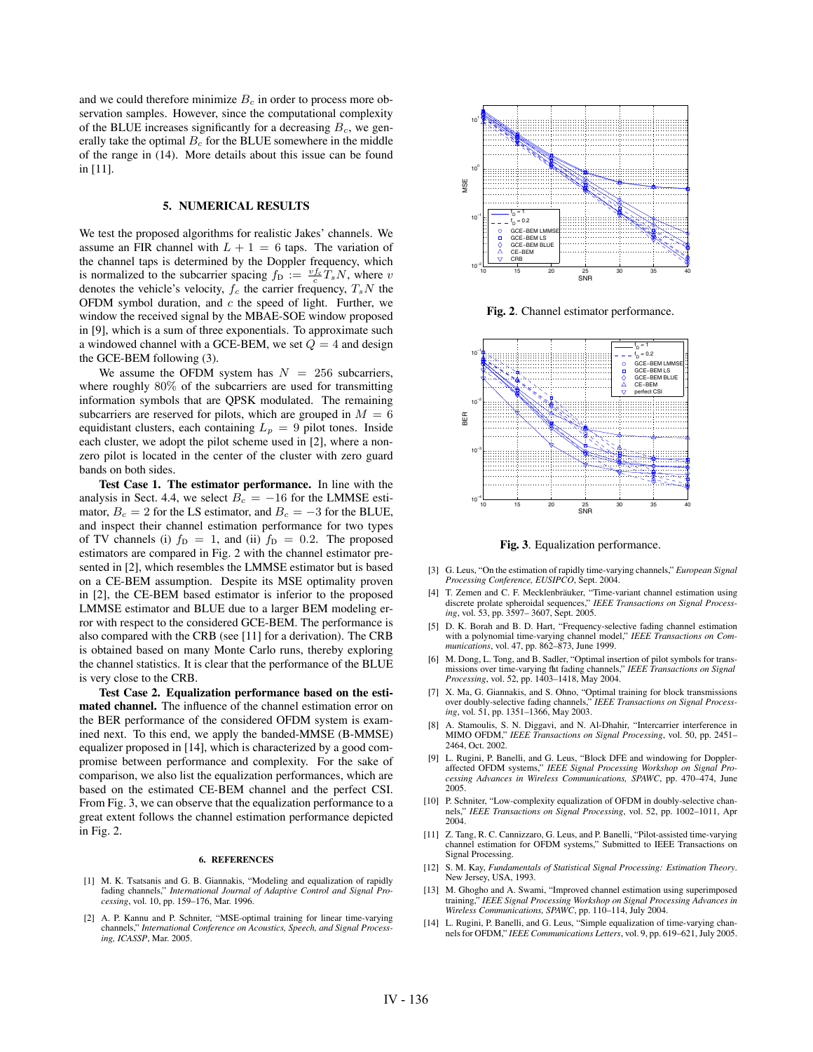and we could therefore minimize $B_c$ in order to process more observation samples. However, since the computational complexity of the BLUE increases significantly for a decreasing $B_c$, we generally take the optimal $B_c$ for the BLUE somewhere in the middle of the range in (14). More details about this issue can be found in [11].

## 5. NUMERICAL RESULTS

We test the proposed algorithms for realistic Jakes' channels. We assume an FIR channel with $L + 1 = 6$ taps. The variation of the channel taps is determined by the Doppler frequency, which is normalized to the subcarrier spacing $f_{\rm D} := \frac{v f_c}{c} T_s N$, where $v$ denotes the vehicle's velocity, $f_c$ the carrier frequency, $T_s N$ the OFDM symbol duration, and $c$ the speed of light. Further, we window the received signal by the MBAE-SOE window proposed in [9], which is a sum of three exponentials. To approximate such a windowed channel with a GCE-BEM, we set $Q = 4$ and design the GCE-BEM following (3).

We assume the OFDM system has $N = 256$ subcarriers, where roughly 80% of the subcarriers are used for transmitting information symbols that are QPSK modulated. The remaining subcarriers are reserved for pilots, which are grouped in $M = 6$ equidistant clusters, each containing $L_p = 9$ pilot tones. Inside each cluster, we adopt the pilot scheme used in [2], where a nonzero pilot is located in the center of the cluster with zero guard bands on both sides.

**Test Case 1. The estimator performance.** In line with the analysis in Sect. 4.4, we select $B_c = -16$ for the LMMSE estimator, $B_c = 2$ for the LS estimator, and $B_c = -3$ for the BLUE, and inspect their channel estimation performance for two types of TV channels (i) $f_{\rm D} = 1$, and (ii) $f_{\rm D} = 0.2$. The proposed estimators are compared in Fig. 2 with the channel estimator presented in [2], which resembles the LMMSE estimator but is based on a CE-BEM assumption. Despite its MSE optimality proven in [2], the CE-BEM based estimator is inferior to the proposed LMMSE estimator and BLUE due to a larger BEM modeling error with respect to the considered GCE-BEM. The performance is also compared with the CRB (see [11] for a derivation). The CRB is obtained based on many Monte Carlo runs, thereby exploring the channel statistics. It is clear that the performance of the BLUE is very close to the CRB.

**Test Case 2. Equalization performance based on the estimated channel.** The influence of the channel estimation error on the BER performance of the considered OFDM system is examined next. To this end, we apply the banded-MMSE (B-MMSE) equalizer proposed in [14], which is characterized by a good compromise between performance and complexity. For the sake of comparison, we also list the equalization performances, which are based on the estimated CE-BEM channel and the perfect CSI. From Fig. 3, we can observe that the equalization performance to a great extent follows the channel estimation performance depicted in Fig. 2.

MSE
SNR
10 15 20 25 30 35 40
$10^{1}$ $10^{0}$ $10^{-1}$ $10^{-2}$
$f_D = 1$
$f_D = 0.2$
GCE−BEM LMMSE
GCE−BEM LS
GCE−BEM BLUE
CE−BEM
CRB

**Fig. 2**. Channel estimator performance.

BER
SNR
10 15 20 25 30 35 40
$10^{-1}$ $10^{-2}$ $10^{-3}$ $10^{-4}$
$f_D = 1$
$f_D = 0.2$
GCE−BEM LMMSE
GCE−BEM LS
GCE−BEM BLUE
CE−BEM
perfect CSI

**Fig. 3**. Equalization performance.

### 6. REFERENCES

[1] M. K. Tsatsanis and G. B. Giannakis, "Modeling and equalization of rapidly fading channels," *International Journal of Adaptive Control and Signal Processing*, vol. 10, pp. 159–176, Mar. 1996.

[2] A. P. Kannu and P. Schniter, "MSE-optimal training for linear time-varying channels," *International Conference on Acoustics, Speech, and Signal Processing, ICASSP*, Mar. 2005.

[3] G. Leus, "On the estimation of rapidly time-varying channels," *European Signal Processing Conference, EUSIPCO*, Sept. 2004.

[4] T. Zemen and C. F. Mecklenbräuker, "Time-variant channel estimation using discrete prolate spheroidal sequences," *IEEE Transactions on Signal Processing*, vol. 53, pp. 3597– 3607, Sept. 2005.

[5] D. K. Borah and B. D. Hart, "Frequency-selective fading channel estimation with a polynomial time-varying channel model," *IEEE Transactions on Communications*, vol. 47, pp. 862–873, June 1999.

[6] M. Dong, L. Tong, and B. Sadler, "Optimal insertion of pilot symbols for transmissions over time-varying flat fading channels," *IEEE Transactions on Signal Processing*, vol. 52, pp. 1403–1418, May 2004.

[7] X. Ma, G. Giannakis, and S. Ohno, "Optimal training for block transmissions over doubly-selective fading channels," *IEEE Transactions on Signal Processing*, vol. 51, pp. 1351–1366, May 2003.

[8] A. Stamoulis, S. N. Diggavi, and N. Al-Dhahir, "Intercarrier interference in MIMO OFDM," *IEEE Transactions on Signal Processing*, vol. 50, pp. 2451–2464, Oct. 2002.

[9] L. Rugini, P. Banelli, and G. Leus, "Block DFE and windowing for Doppler-affected OFDM systems," *IEEE Signal Processing Workshop on Signal Processing Advances in Wireless Communications, SPAWC*, pp. 470–474, June 2005.

[10] P. Schniter, "Low-complexity equalization of OFDM in doubly-selective channels," *IEEE Transactions on Signal Processing*, vol. 52, pp. 1002–1011, Apr 2004.

[11] Z. Tang, R. C. Cannizzaro, G. Leus, and P. Banelli, "Pilot-assisted time-varying channel estimation for OFDM systems," Submitted to IEEE Transactions on Signal Processing.

[12] S. M. Kay, *Fundamentals of Statistical Signal Processing: Estimation Theory*. New Jersey, USA, 1993.

[13] M. Ghogho and A. Swami, "Improved channel estimation using superimposed training," *IEEE Signal Processing Workshop on Signal Processing Advances in Wireless Communications, SPAWC*, pp. 110–114, July 2004.

[14] L. Rugini, P. Banelli, and G. Leus, "Simple equalization of time-varying channels for OFDM," *IEEE Communications Letters*, vol. 9, pp. 619–621, July 2005.